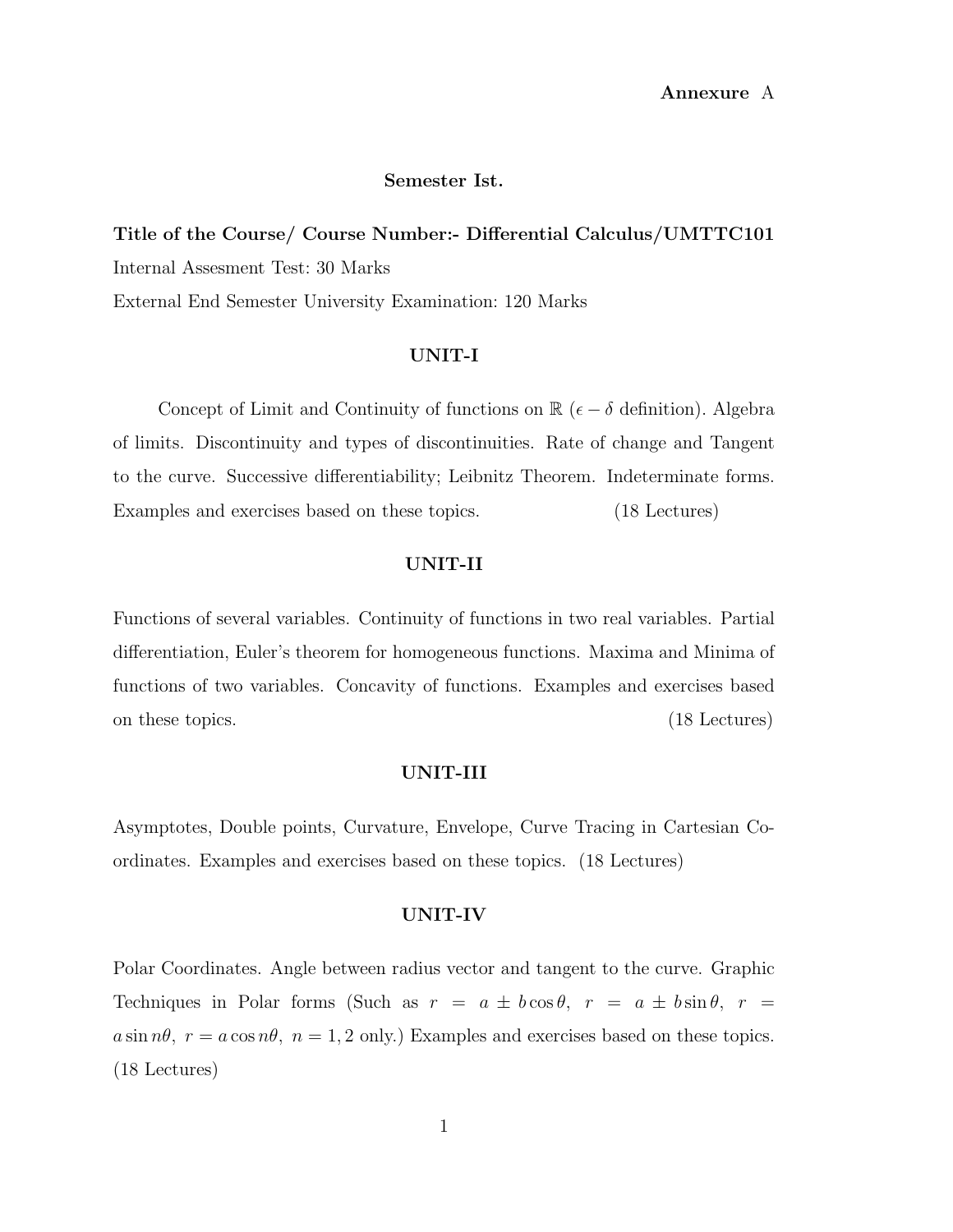**Annexure A**

## Semester Ist.

**Title of the Course/ Course Number:- Differential Calculus/UMTTC101**

Internal Assesment Test: 30 Marks

External End Semester University Examination: 120 Marks

### UNIT-I

Concept of Limit and Continuity of functions on $\mathbb{R}$ ($\epsilon - \delta$ definition). Algebra of limits. Discontinuity and types of discontinuities. Rate of change and Tangent to the curve. Successive differentiability; Leibnitz Theorem. Indeterminate forms. Examples and exercises based on these topics. (18 Lectures)

### UNIT-II

Functions of several variables. Continuity of functions in two real variables. Partial differentiation, Euler's theorem for homogeneous functions. Maxima and Minima of functions of two variables. Concavity of functions. Examples and exercises based on these topics. (18 Lectures)

### UNIT-III

Asymptotes, Double points, Curvature, Envelope, Curve Tracing in Cartesian Coordinates. Examples and exercises based on these topics. (18 Lectures)

### UNIT-IV

Polar Coordinates. Angle between radius vector and tangent to the curve. Graphic Techniques in Polar forms (Such as $r = a \pm b\cos\theta,\ r = a \pm b\sin\theta,\ r = a\sin n\theta,\ r = a\cos n\theta,\ n = 1, 2$ only.) Examples and exercises based on these topics. (18 Lectures)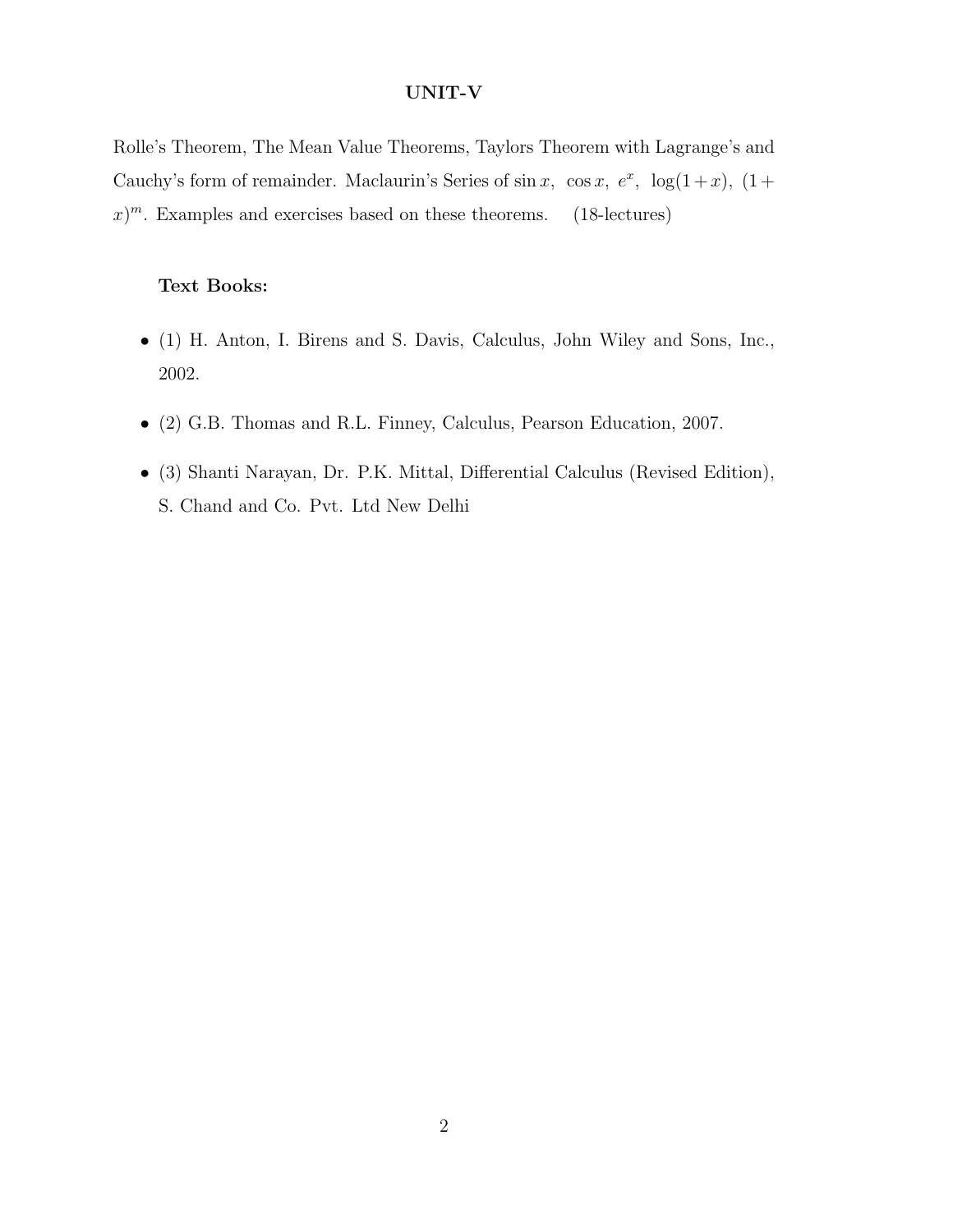## UNIT-V

Rolle's Theorem, The Mean Value Theorems, Taylors Theorem with Lagrange's and Cauchy's form of remainder. Maclaurin's Series of $\sin x$, $\cos x$, $e^x$, $\log(1+x)$, $(1+x)^m$. Examples and exercises based on these theorems. (18-lectures)

### Text Books:

- (1) H. Anton, I. Birens and S. Davis, Calculus, John Wiley and Sons, Inc., 2002.
- (2) G.B. Thomas and R.L. Finney, Calculus, Pearson Education, 2007.
- (3) Shanti Narayan, Dr. P.K. Mittal, Differential Calculus (Revised Edition), S. Chand and Co. Pvt. Ltd New Delhi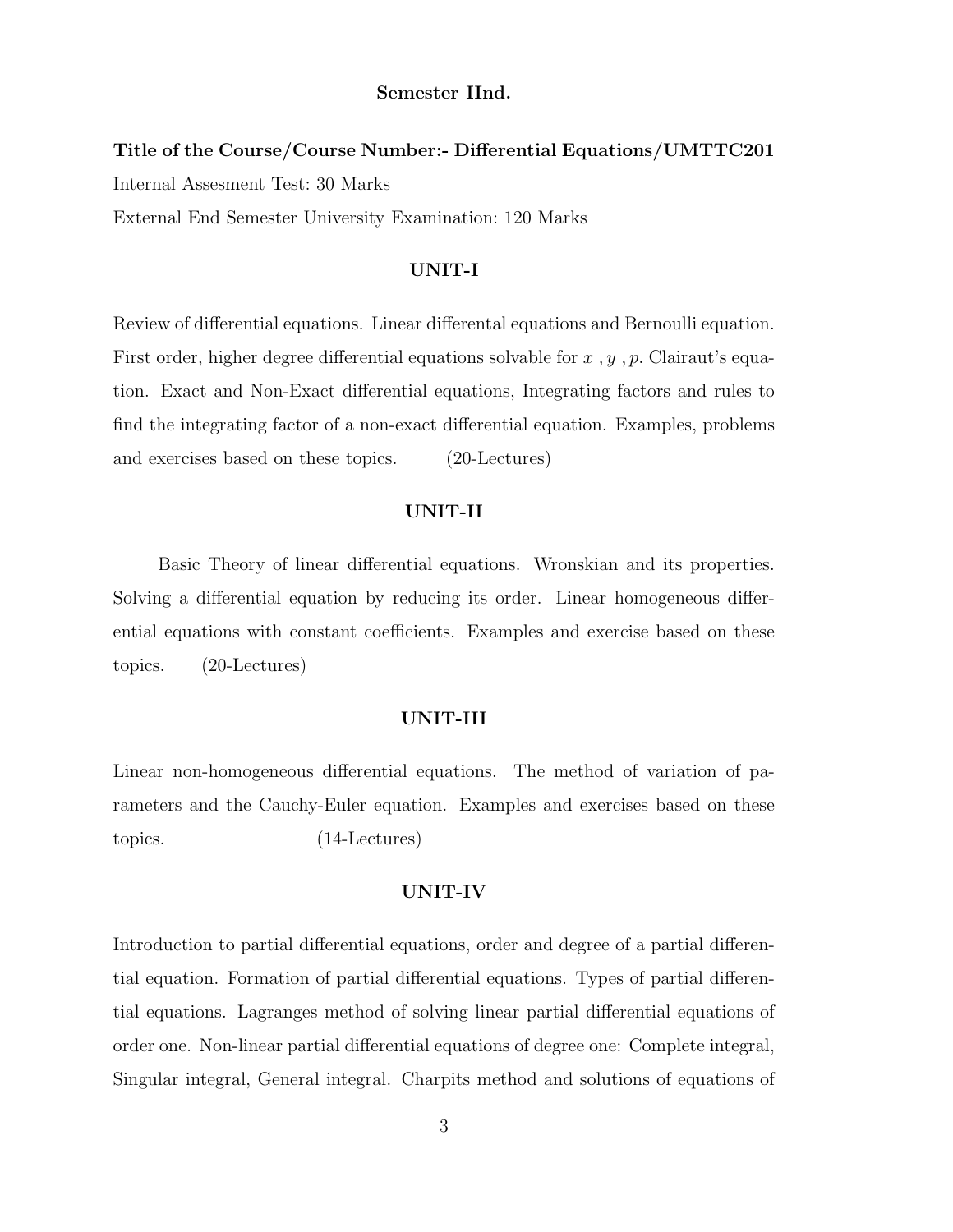**Semester IInd.**

**Title of the Course/Course Number:- Differential Equations/UMTTC201**

Internal Assesment Test: 30 Marks

External End Semester University Examination: 120 Marks

**UNIT-I**

Review of differential equations. Linear differental equations and Bernoulli equation. First order, higher degree differential equations solvable for $x$ , $y$ , $p$. Clairaut's equation. Exact and Non-Exact differential equations, Integrating factors and rules to find the integrating factor of a non-exact differential equation. Examples, problems and exercises based on these topics. (20-Lectures)

**UNIT-II**

Basic Theory of linear differential equations. Wronskian and its properties. Solving a differential equation by reducing its order. Linear homogeneous differential equations with constant coefficients. Examples and exercise based on these topics. (20-Lectures)

**UNIT-III**

Linear non-homogeneous differential equations. The method of variation of parameters and the Cauchy-Euler equation. Examples and exercises based on these topics. (14-Lectures)

**UNIT-IV**

Introduction to partial differential equations, order and degree of a partial differential equation. Formation of partial differential equations. Types of partial differential equations. Lagranges method of solving linear partial differential equations of order one. Non-linear partial differential equations of degree one: Complete integral, Singular integral, General integral. Charpits method and solutions of equations of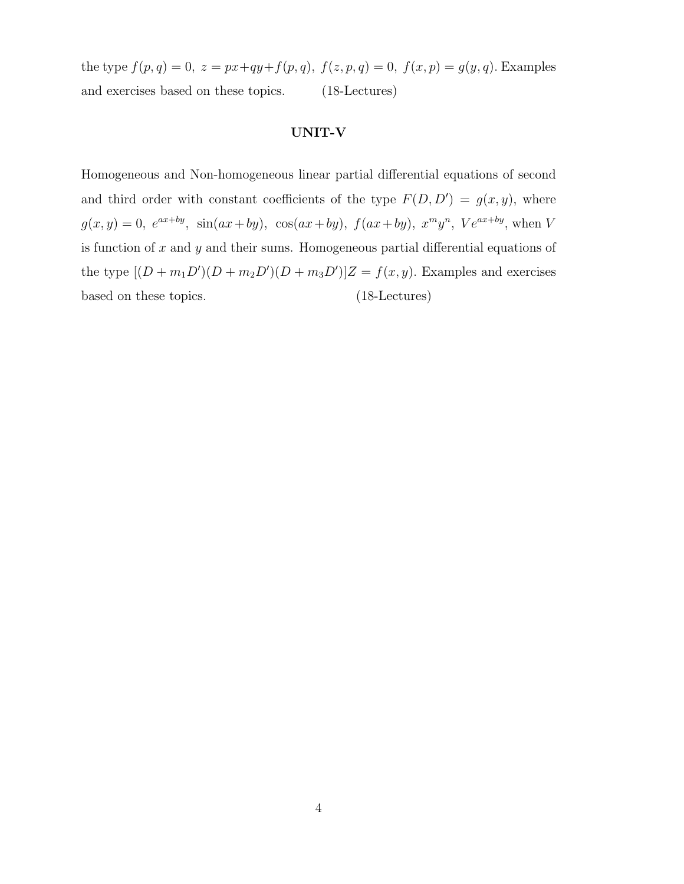the type $f(p, q) = 0,\ z = px + qy + f(p, q),\ f(z, p, q) = 0,\ f(x, p) = g(y, q)$. Examples and exercises based on these topics. (18-Lectures)

## UNIT-V

Homogeneous and Non-homogeneous linear partial differential equations of second and third order with constant coefficients of the type $F(D, D') = g(x, y)$, where $g(x, y) = 0,\ e^{ax+by},\ \sin(ax + by),\ \cos(ax + by),\ f(ax + by),\ x^m y^n,\ V e^{ax+by}$, when $V$ is function of $x$ and $y$ and their sums. Homogeneous partial differential equations of the type $[(D + m_1 D')(D + m_2 D')(D + m_3 D')]Z = f(x, y)$. Examples and exercises based on these topics. (18-Lectures)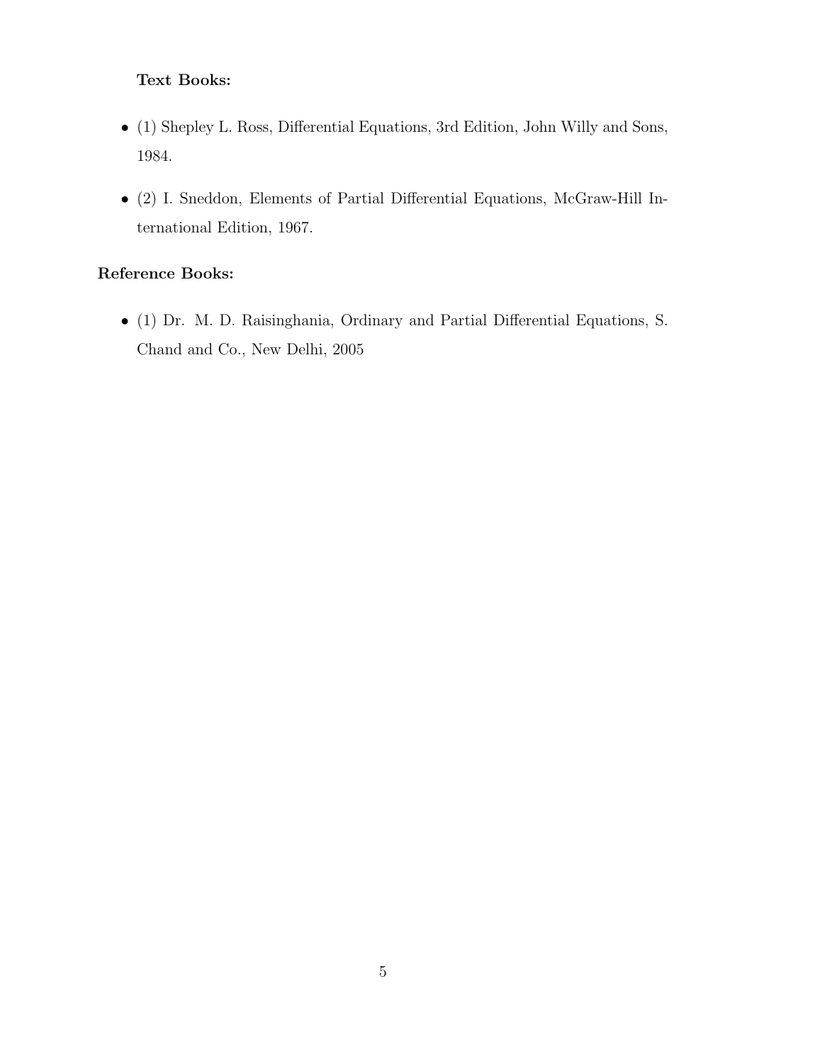**Text Books:**

- (1) Shepley L. Ross, Differential Equations, 3rd Edition, John Willy and Sons, 1984.
- (2) I. Sneddon, Elements of Partial Differential Equations, McGraw-Hill International Edition, 1967.

**Reference Books:**

- (1) Dr. M. D. Raisinghania, Ordinary and Partial Differential Equations, S. Chand and Co., New Delhi, 2005